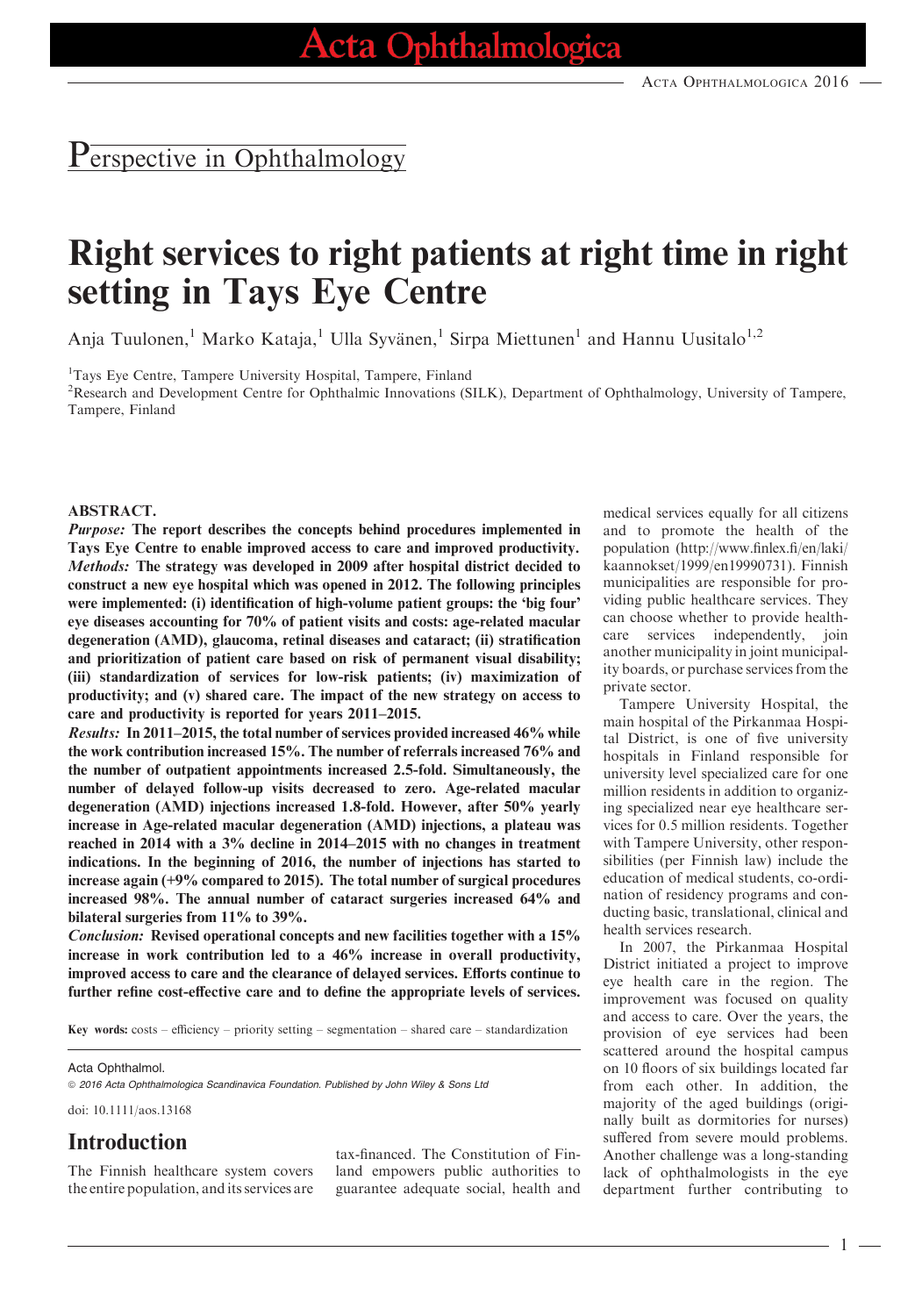Perspective in Ophthalmology

# Right services to right patients at right time in right setting in Tays Eye Centre

Anja Tuulonen,[1] Marko Kataja,[1] Ulla Syvänen,[1] Sirpa Miettunen[1] and Hannu Uusitalo[1,2]

[1]Tays Eye Centre, Tampere University Hospital, Tampere, Finland

[2]Research and Development Centre for Ophthalmic Innovations (SILK), Department of Ophthalmology, University of Tampere, Tampere, Finland

**ABSTRACT.**

***Purpose:*** **The report describes the concepts behind procedures implemented in Tays Eye Centre to enable improved access to care and improved productivity.**

***Methods:*** **The strategy was developed in 2009 after hospital district decided to construct a new eye hospital which was opened in 2012. The following principles were implemented: (i) identification of high-volume patient groups: the 'big four' eye diseases accounting for 70% of patient visits and costs: age-related macular degeneration (AMD), glaucoma, retinal diseases and cataract; (ii) stratification and prioritization of patient care based on risk of permanent visual disability; (iii) standardization of services for low-risk patients; (iv) maximization of productivity; and (v) shared care. The impact of the new strategy on access to care and productivity is reported for years 2011–2015.**

***Results:*** **In 2011–2015, the total number of services provided increased 46% while the work contribution increased 15%. The number of referrals increased 76% and the number of outpatient appointments increased 2.5-fold. Simultaneously, the number of delayed follow-up visits decreased to zero. Age-related macular degeneration (AMD) injections increased 1.8-fold. However, after 50% yearly increase in Age-related macular degeneration (AMD) injections, a plateau was reached in 2014 with a 3% decline in 2014–2015 with no changes in treatment indications. In the beginning of 2016, the number of injections has started to increase again (+9% compared to 2015). The total number of surgical procedures increased 98%. The annual number of cataract surgeries increased 64% and bilateral surgeries from 11% to 39%.**

***Conclusion:*** **Revised operational concepts and new facilities together with a 15% increase in work contribution led to a 46% increase in overall productivity, improved access to care and the clearance of delayed services. Efforts continue to further refine cost-effective care and to define the appropriate levels of services.**

**Key words:** costs – efficiency – priority setting – segmentation – shared care – standardization

Acta Ophthalmol.

© 2016 Acta Ophthalmologica Scandinavica Foundation. Published by John Wiley & Sons Ltd

doi: 10.1111/aos.13168

## Introduction

The Finnish healthcare system covers the entire population, and its services are tax-financed. The Constitution of Finland empowers public authorities to guarantee adequate social, health and medical services equally for all citizens and to promote the health of the population (http://www.finlex.fi/en/laki/kaannokset/1999/en19990731). Finnish municipalities are responsible for providing public healthcare services. They can choose whether to provide healthcare services independently, join another municipality in joint municipality boards, or purchase services from the private sector.

Tampere University Hospital, the main hospital of the Pirkanmaa Hospital District, is one of five university hospitals in Finland responsible for university level specialized care for one million residents in addition to organizing specialized near eye healthcare services for 0.5 million residents. Together with Tampere University, other responsibilities (per Finnish law) include the education of medical students, co-ordination of residency programs and conducting basic, translational, clinical and health services research.

In 2007, the Pirkanmaa Hospital District initiated a project to improve eye health care in the region. The improvement was focused on quality and access to care. Over the years, the provision of eye services had been scattered around the hospital campus on 10 floors of six buildings located far from each other. In addition, the majority of the aged buildings (originally built as dormitories for nurses) suffered from severe mould problems. Another challenge was a long-standing lack of ophthalmologists in the eye department further contributing to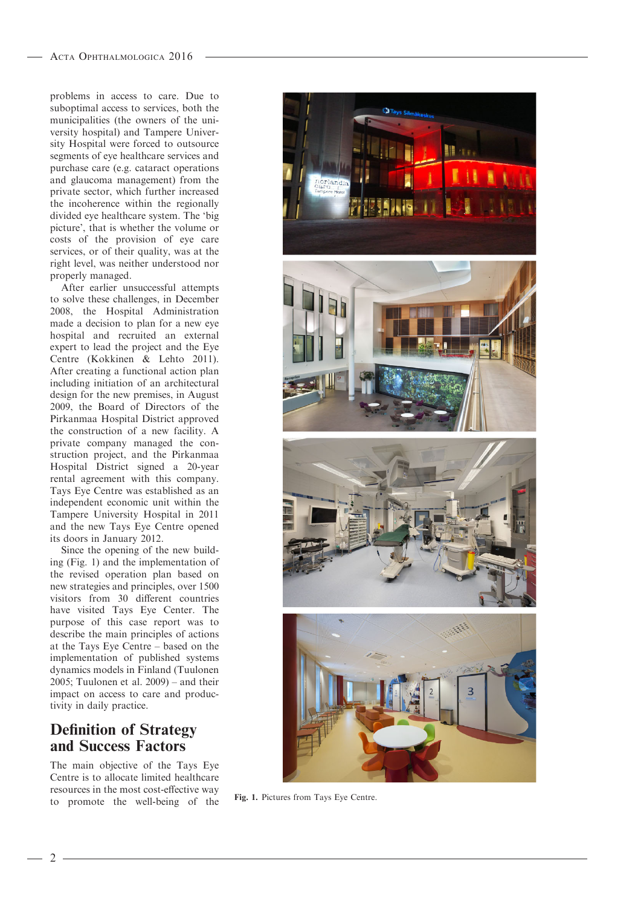problems in access to care. Due to suboptimal access to services, both the municipalities (the owners of the university hospital) and Tampere University Hospital were forced to outsource segments of eye healthcare services and purchase care (e.g. cataract operations and glaucoma management) from the private sector, which further increased the incoherence within the regionally divided eye healthcare system. The 'big picture', that is whether the volume or costs of the provision of eye care services, or of their quality, was at the right level, was neither understood nor properly managed.

After earlier unsuccessful attempts to solve these challenges, in December 2008, the Hospital Administration made a decision to plan for a new eye hospital and recruited an external expert to lead the project and the Eye Centre (Kokkinen & Lehto 2011). After creating a functional action plan including initiation of an architectural design for the new premises, in August 2009, the Board of Directors of the Pirkanmaa Hospital District approved the construction of a new facility. A private company managed the construction project, and the Pirkanmaa Hospital District signed a 20-year rental agreement with this company. Tays Eye Centre was established as an independent economic unit within the Tampere University Hospital in 2011 and the new Tays Eye Centre opened its doors in January 2012.

Since the opening of the new building (Fig. 1) and the implementation of the revised operation plan based on new strategies and principles, over 1500 visitors from 30 different countries have visited Tays Eye Center. The purpose of this case report was to describe the main principles of actions at the Tays Eye Centre – based on the implementation of published systems dynamics models in Finland (Tuulonen 2005; Tuulonen et al. 2009) – and their impact on access to care and productivity in daily practice.

Fig. 1. Pictures from Tays Eye Centre.

## Definition of Strategy and Success Factors

The main objective of the Tays Eye Centre is to allocate limited healthcare resources in the most cost-effective way to promote the well-being of the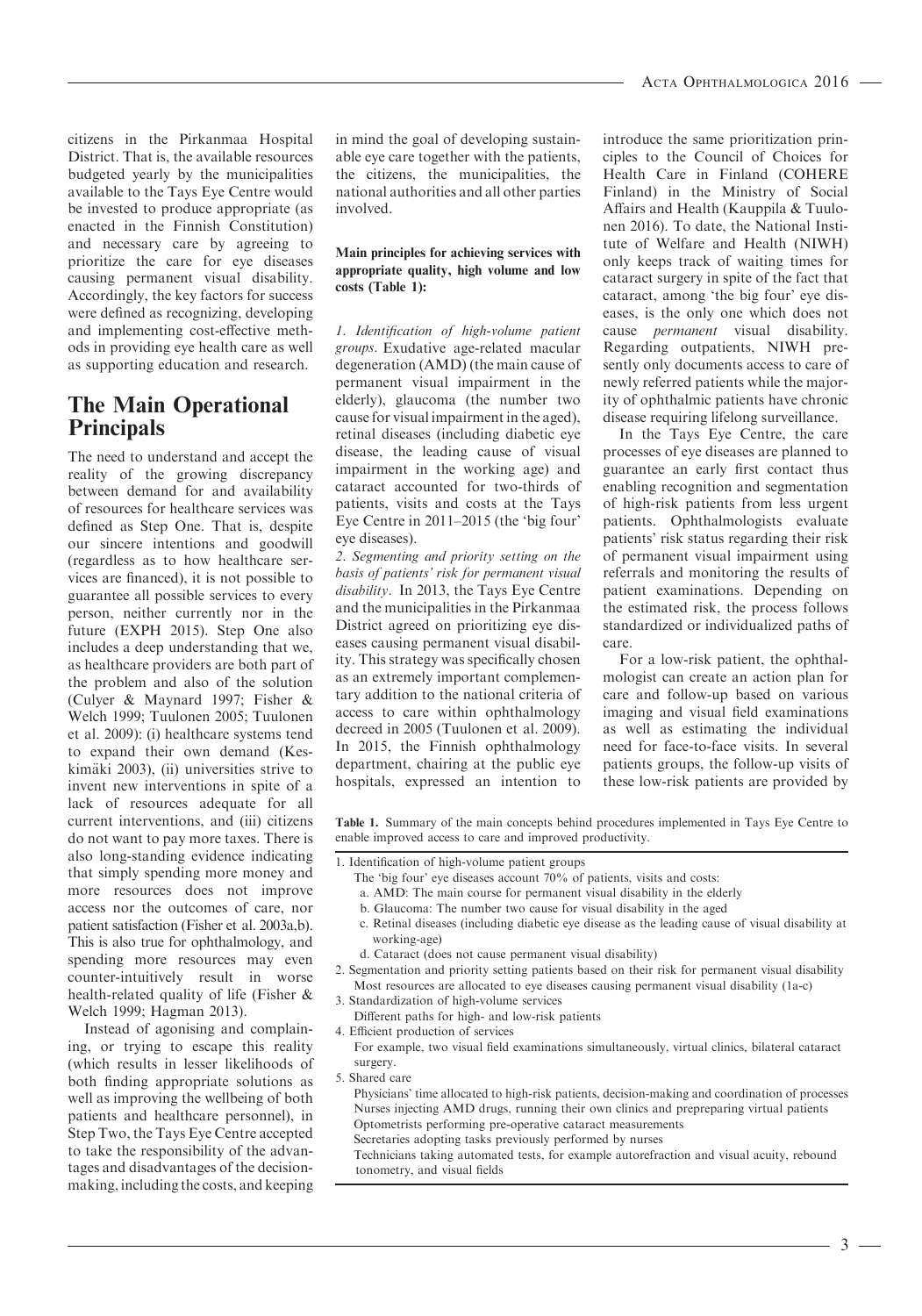citizens in the Pirkanmaa Hospital District. That is, the available resources budgeted yearly by the municipalities available to the Tays Eye Centre would be invested to produce appropriate (as enacted in the Finnish Constitution) and necessary care by agreeing to prioritize the care for eye diseases causing permanent visual disability. Accordingly, the key factors for success were defined as recognizing, developing and implementing cost-effective methods in providing eye health care as well as supporting education and research.

## The Main Operational Principals

The need to understand and accept the reality of the growing discrepancy between demand for and availability of resources for healthcare services was defined as Step One. That is, despite our sincere intentions and goodwill (regardless as to how healthcare services are financed), it is not possible to guarantee all possible services to every person, neither currently nor in the future (EXPH 2015). Step One also includes a deep understanding that we, as healthcare providers are both part of the problem and also of the solution (Culyer & Maynard 1997; Fisher & Welch 1999; Tuulonen 2005; Tuulonen et al. 2009): (i) healthcare systems tend to expand their own demand (Keskimäki 2003), (ii) universities strive to invent new interventions in spite of a lack of resources adequate for all current interventions, and (iii) citizens do not want to pay more taxes. There is also long-standing evidence indicating that simply spending more money and more resources does not improve access nor the outcomes of care, nor patient satisfaction (Fisher et al. 2003a,b). This is also true for ophthalmology, and spending more resources may even counter-intuitively result in worse health-related quality of life (Fisher & Welch 1999; Hagman 2013).

Instead of agonising and complaining, or trying to escape this reality (which results in lesser likelihoods of both finding appropriate solutions as well as improving the wellbeing of both patients and healthcare personnel), in Step Two, the Tays Eye Centre accepted to take the responsibility of the advantages and disadvantages of the decision-making, including the costs, and keeping in mind the goal of developing sustainable eye care together with the patients, the citizens, the municipalities, the national authorities and all other parties involved.

**Main principles for achieving services with appropriate quality, high volume and low costs (Table 1):**

*1. Identification of high-volume patient groups*. Exudative age-related macular degeneration (AMD) (the main cause of permanent visual impairment in the elderly), glaucoma (the number two cause for visual impairment in the aged), retinal diseases (including diabetic eye disease, the leading cause of visual impairment in the working age) and cataract accounted for two-thirds of patients, visits and costs at the Tays Eye Centre in 2011–2015 (the 'big four' eye diseases).

*2. Segmenting and priority setting on the basis of patients' risk for permanent visual disability*. In 2013, the Tays Eye Centre and the municipalities in the Pirkanmaa District agreed on prioritizing eye diseases causing permanent visual disability. This strategy was specifically chosen as an extremely important complementary addition to the national criteria of access to care within ophthalmology decreed in 2005 (Tuulonen et al. 2009). In 2015, the Finnish ophthalmology department, chairing at the public eye hospitals, expressed an intention to introduce the same prioritization principles to the Council of Choices for Health Care in Finland (COHERE Finland) in the Ministry of Social Affairs and Health (Kauppila & Tuulonen 2016). To date, the National Institute of Welfare and Health (NIWH) only keeps track of waiting times for cataract surgery in spite of the fact that cataract, among 'the big four' eye diseases, is the only one which does not cause *permanent* visual disability. Regarding outpatients, NIWH presently only documents access to care of newly referred patients while the majority of ophthalmic patients have chronic disease requiring lifelong surveillance.

In the Tays Eye Centre, the care processes of eye diseases are planned to guarantee an early first contact thus enabling recognition and segmentation of high-risk patients from less urgent patients. Ophthalmologists evaluate patients' risk status regarding their risk of permanent visual impairment using referrals and monitoring the results of patient examinations. Depending on the estimated risk, the process follows standardized or individualized paths of care.

For a low-risk patient, the ophthalmologist can create an action plan for care and follow-up based on various imaging and visual field examinations as well as estimating the individual need for face-to-face visits. In several patients groups, the follow-up visits of these low-risk patients are provided by

**Table 1.** Summary of the main concepts behind procedures implemented in Tays Eye Centre to enable improved access to care and improved productivity.

1. Identification of high-volume patient groups
   The 'big four' eye diseases account 70% of patients, visits and costs:
   a. AMD: The main course for permanent visual disability in the elderly
   b. Glaucoma: The number two cause for visual disability in the aged
   c. Retinal diseases (including diabetic eye disease as the leading cause of visual disability at working-age)
   d. Cataract (does not cause permanent visual disability)
2. Segmentation and priority setting patients based on their risk for permanent visual disability
   Most resources are allocated to eye diseases causing permanent visual disability (1a-c)
3. Standardization of high-volume services
   Different paths for high- and low-risk patients
4. Efficient production of services
   For example, two visual field examinations simultaneously, virtual clinics, bilateral cataract surgery.
5. Shared care
   Physicians' time allocated to high-risk patients, decision-making and coordination of processes
   Nurses injecting AMD drugs, running their own clinics and prepreparing virtual patients
   Optometrists performing pre-operative cataract measurements
   Secretaries adopting tasks previously performed by nurses
   Technicians taking automated tests, for example autorefraction and visual acuity, rebound tonometry, and visual fields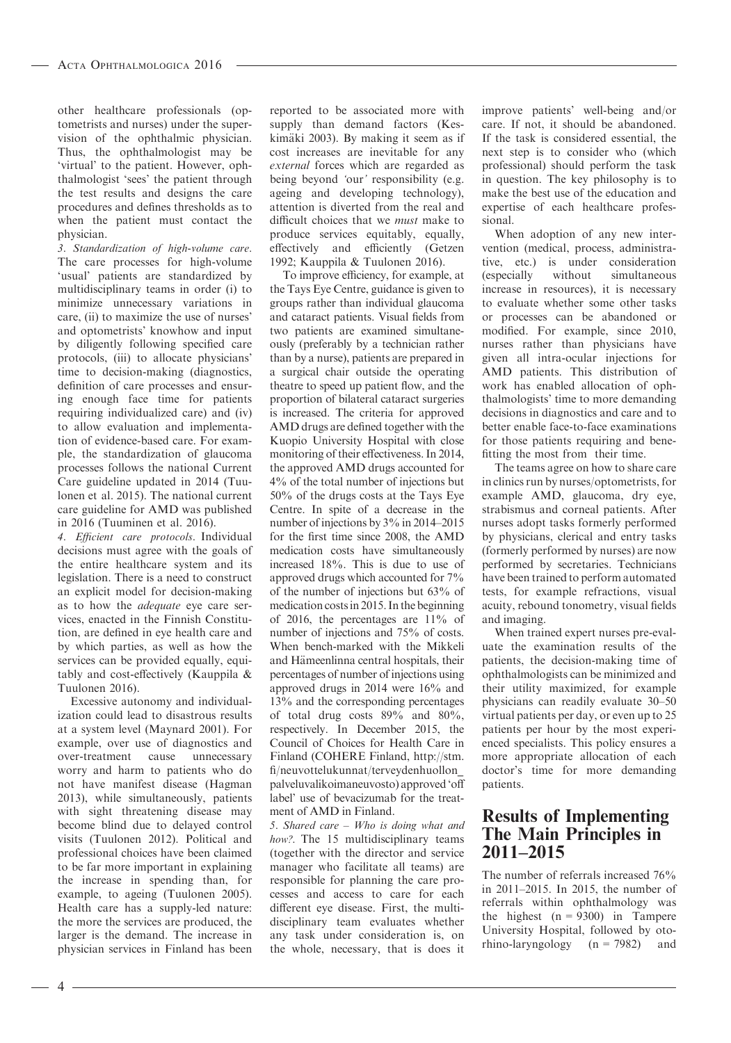other healthcare professionals (optometrists and nurses) under the supervision of the ophthalmic physician. Thus, the ophthalmologist may be 'virtual' to the patient. However, ophthalmologist 'sees' the patient through the test results and designs the care procedures and defines thresholds as to when the patient must contact the physician.

*3. Standardization of high-volume care*. The care processes for high-volume 'usual' patients are standardized by multidisciplinary teams in order (i) to minimize unnecessary variations in care, (ii) to maximize the use of nurses' and optometrists' knowhow and input by diligently following specified care protocols, (iii) to allocate physicians' time to decision-making (diagnostics, definition of care processes and ensuring enough face time for patients requiring individualized care) and (iv) to allow evaluation and implementation of evidence-based care. For example, the standardization of glaucoma processes follows the national Current Care guideline updated in 2014 (Tuulonen et al. 2015). The national current care guideline for AMD was published in 2016 (Tuuminen et al. 2016).

*4. Efficient care protocols*. Individual decisions must agree with the goals of the entire healthcare system and its legislation. There is a need to construct an explicit model for decision-making as to how the *adequate* eye care services, enacted in the Finnish Constitution, are defined in eye health care and by which parties, as well as how the services can be provided equally, equitably and cost-effectively (Kauppila & Tuulonen 2016).

Excessive autonomy and individualization could lead to disastrous results at a system level (Maynard 2001). For example, over use of diagnostics and over-treatment cause unnecessary worry and harm to patients who do not have manifest disease (Hagman 2013), while simultaneously, patients with sight threatening disease may become blind due to delayed control visits (Tuulonen 2012). Political and professional choices have been claimed to be far more important in explaining the increase in spending than, for example, to ageing (Tuulonen 2005). Health care has a supply-led nature: the more the services are produced, the larger is the demand. The increase in physician services in Finland has been reported to be associated more with supply than demand factors (Keskimäki 2003). By making it seem as if cost increases are inevitable for any *external* forces which are regarded as being beyond *'*our*'* responsibility (e.g. ageing and developing technology), attention is diverted from the real and difficult choices that we *must* make to produce services equitably, equally, effectively and efficiently (Getzen 1992; Kauppila & Tuulonen 2016).

To improve efficiency, for example, at the Tays Eye Centre, guidance is given to groups rather than individual glaucoma and cataract patients. Visual fields from two patients are examined simultaneously (preferably by a technician rather than by a nurse), patients are prepared in a surgical chair outside the operating theatre to speed up patient flow, and the proportion of bilateral cataract surgeries is increased. The criteria for approved AMD drugs are defined together with the Kuopio University Hospital with close monitoring of their effectiveness. In 2014, the approved AMD drugs accounted for 4% of the total number of injections but 50% of the drugs costs at the Tays Eye Centre. In spite of a decrease in the number of injections by 3% in 2014–2015 for the first time since 2008, the AMD medication costs have simultaneously increased 18%. This is due to use of approved drugs which accounted for 7% of the number of injections but 63% of medication costs in 2015. In the beginning of 2016, the percentages are 11% of number of injections and 75% of costs. When bench-marked with the Mikkeli and Hämeenlinna central hospitals, their percentages of number of injections using approved drugs in 2014 were 16% and 13% and the corresponding percentages of total drug costs 89% and 80%, respectively. In December 2015, the Council of Choices for Health Care in Finland (COHERE Finland, http://stm.fi/neuvottelukunnat/terveydenhuollon_palveluvalikoimaneuvosto) approved 'off label' use of bevacizumab for the treatment of AMD in Finland.

*5. Shared care – Who is doing what and how?*. The 15 multidisciplinary teams (together with the director and service manager who facilitate all teams) are responsible for planning the care processes and access to care for each different eye disease. First, the multidisciplinary team evaluates whether any task under consideration is, on the whole, necessary, that is does it improve patients' well-being and/or care. If not, it should be abandoned. If the task is considered essential, the next step is to consider who (which professional) should perform the task in question. The key philosophy is to make the best use of the education and expertise of each healthcare professional.

When adoption of any new intervention (medical, process, administrative, etc.) is under consideration (especially without simultaneous increase in resources), it is necessary to evaluate whether some other tasks or processes can be abandoned or modified. For example, since 2010, nurses rather than physicians have given all intra-ocular injections for AMD patients. This distribution of work has enabled allocation of ophthalmologists' time to more demanding decisions in diagnostics and care and to better enable face-to-face examinations for those patients requiring and benefitting the most from their time.

The teams agree on how to share care in clinics run by nurses/optometrists, for example AMD, glaucoma, dry eye, strabismus and corneal patients. After nurses adopt tasks formerly performed by physicians, clerical and entry tasks (formerly performed by nurses) are now performed by secretaries. Technicians have been trained to perform automated tests, for example refractions, visual acuity, rebound tonometry, visual fields and imaging.

When trained expert nurses pre-evaluate the examination results of the patients, the decision-making time of ophthalmologists can be minimized and their utility maximized, for example physicians can readily evaluate 30–50 virtual patients per day, or even up to 25 patients per hour by the most experienced specialists. This policy ensures a more appropriate allocation of each doctor's time for more demanding patients.

## Results of Implementing The Main Principles in 2011–2015

The number of referrals increased 76% in 2011–2015. In 2015, the number of referrals within ophthalmology was the highest ($n = 9300$) in Tampere University Hospital, followed by otorhino-laryngology ($n = 7982$) and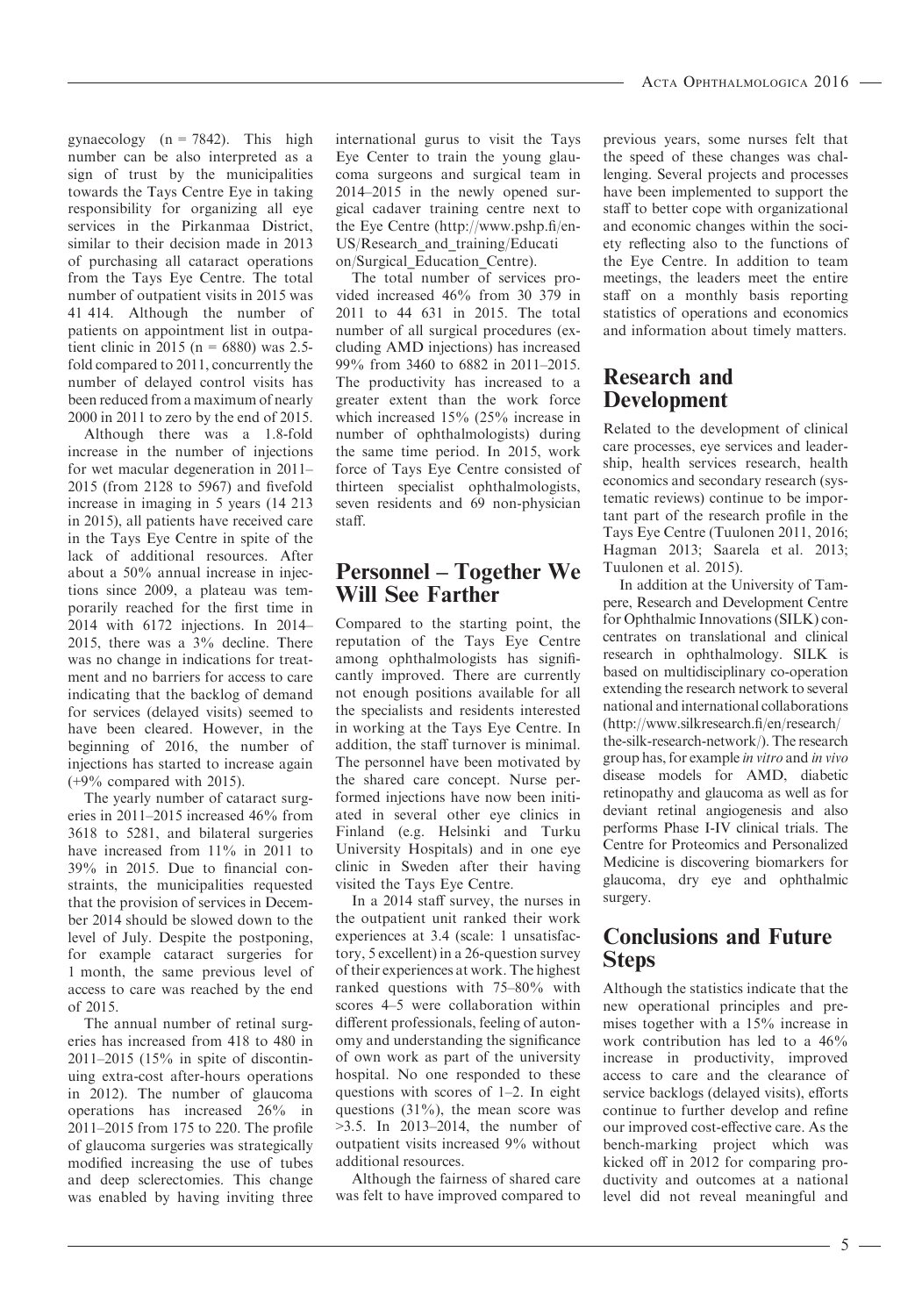gynaecology (n = 7842). This high number can be also interpreted as a sign of trust by the municipalities towards the Tays Centre Eye in taking responsibility for organizing all eye services in the Pirkanmaa District, similar to their decision made in 2013 of purchasing all cataract operations from the Tays Eye Centre. The total number of outpatient visits in 2015 was 41 414. Although the number of patients on appointment list in outpatient clinic in 2015 (n = 6880) was 2.5-fold compared to 2011, concurrently the number of delayed control visits has been reduced from a maximum of nearly 2000 in 2011 to zero by the end of 2015.

Although there was a 1.8-fold increase in the number of injections for wet macular degeneration in 2011–2015 (from 2128 to 5967) and fivefold increase in imaging in 5 years (14 213 in 2015), all patients have received care in the Tays Eye Centre in spite of the lack of additional resources. After about a 50% annual increase in injections since 2009, a plateau was temporarily reached for the first time in 2014 with 6172 injections. In 2014–2015, there was a 3% decline. There was no change in indications for treatment and no barriers for access to care indicating that the backlog of demand for services (delayed visits) seemed to have been cleared. However, in the beginning of 2016, the number of injections has started to increase again (+9% compared with 2015).

The yearly number of cataract surgeries in 2011–2015 increased 46% from 3618 to 5281, and bilateral surgeries have increased from 11% in 2011 to 39% in 2015. Due to financial constraints, the municipalities requested that the provision of services in December 2014 should be slowed down to the level of July. Despite the postponing, for example cataract surgeries for 1 month, the same previous level of access to care was reached by the end of 2015.

The annual number of retinal surgeries has increased from 418 to 480 in 2011–2015 (15% in spite of discontinuing extra-cost after-hours operations in 2012). The number of glaucoma operations has increased 26% in 2011–2015 from 175 to 220. The profile of glaucoma surgeries was strategically modified increasing the use of tubes and deep sclerectomies. This change was enabled by having inviting three international gurus to visit the Tays Eye Center to train the young glaucoma surgeons and surgical team in 2014–2015 in the newly opened surgical cadaver training centre next to the Eye Centre (http://www.pshp.fi/en-US/Research_and_training/Education/Surgical_Education_Centre).

The total number of services provided increased 46% from 30 379 in 2011 to 44 631 in 2015. The total number of all surgical procedures (excluding AMD injections) has increased 99% from 3460 to 6882 in 2011–2015. The productivity has increased to a greater extent than the work force which increased 15% (25% increase in number of ophthalmologists) during the same time period. In 2015, work force of Tays Eye Centre consisted of thirteen specialist ophthalmologists, seven residents and 69 non-physician staff.

## Personnel – Together We Will See Farther

Compared to the starting point, the reputation of the Tays Eye Centre among ophthalmologists has significantly improved. There are currently not enough positions available for all the specialists and residents interested in working at the Tays Eye Centre. In addition, the staff turnover is minimal. The personnel have been motivated by the shared care concept. Nurse performed injections have now been initiated in several other eye clinics in Finland (e.g. Helsinki and Turku University Hospitals) and in one eye clinic in Sweden after their having visited the Tays Eye Centre.

In a 2014 staff survey, the nurses in the outpatient unit ranked their work experiences at 3.4 (scale: 1 unsatisfactory, 5 excellent) in a 26-question survey of their experiences at work. The highest ranked questions with 75–80% with scores 4–5 were collaboration within different professionals, feeling of autonomy and understanding the significance of own work as part of the university hospital. No one responded to these questions with scores of 1–2. In eight questions (31%), the mean score was >3.5. In 2013–2014, the number of outpatient visits increased 9% without additional resources.

Although the fairness of shared care was felt to have improved compared to previous years, some nurses felt that the speed of these changes was challenging. Several projects and processes have been implemented to support the staff to better cope with organizational and economic changes within the society reflecting also to the functions of the Eye Centre. In addition to team meetings, the leaders meet the entire staff on a monthly basis reporting statistics of operations and economics and information about timely matters.

## Research and Development

Related to the development of clinical care processes, eye services and leadership, health services research, health economics and secondary research (systematic reviews) continue to be important part of the research profile in the Tays Eye Centre (Tuulonen 2011, 2016; Hagman 2013; Saarela et al. 2013; Tuulonen et al. 2015).

In addition at the University of Tampere, Research and Development Centre for Ophthalmic Innovations (SILK) concentrates on translational and clinical research in ophthalmology. SILK is based on multidisciplinary co-operation extending the research network to several national and international collaborations (http://www.silkresearch.fi/en/research/the-silk-research-network/). The research group has, for example *in vitro* and *in vivo* disease models for AMD, diabetic retinopathy and glaucoma as well as for deviant retinal angiogenesis and also performs Phase I-IV clinical trials. The Centre for Proteomics and Personalized Medicine is discovering biomarkers for glaucoma, dry eye and ophthalmic surgery.

## Conclusions and Future Steps

Although the statistics indicate that the new operational principles and premises together with a 15% increase in work contribution has led to a 46% increase in productivity, improved access to care and the clearance of service backlogs (delayed visits), efforts continue to further develop and refine our improved cost-effective care. As the bench-marking project which was kicked off in 2012 for comparing productivity and outcomes at a national level did not reveal meaningful and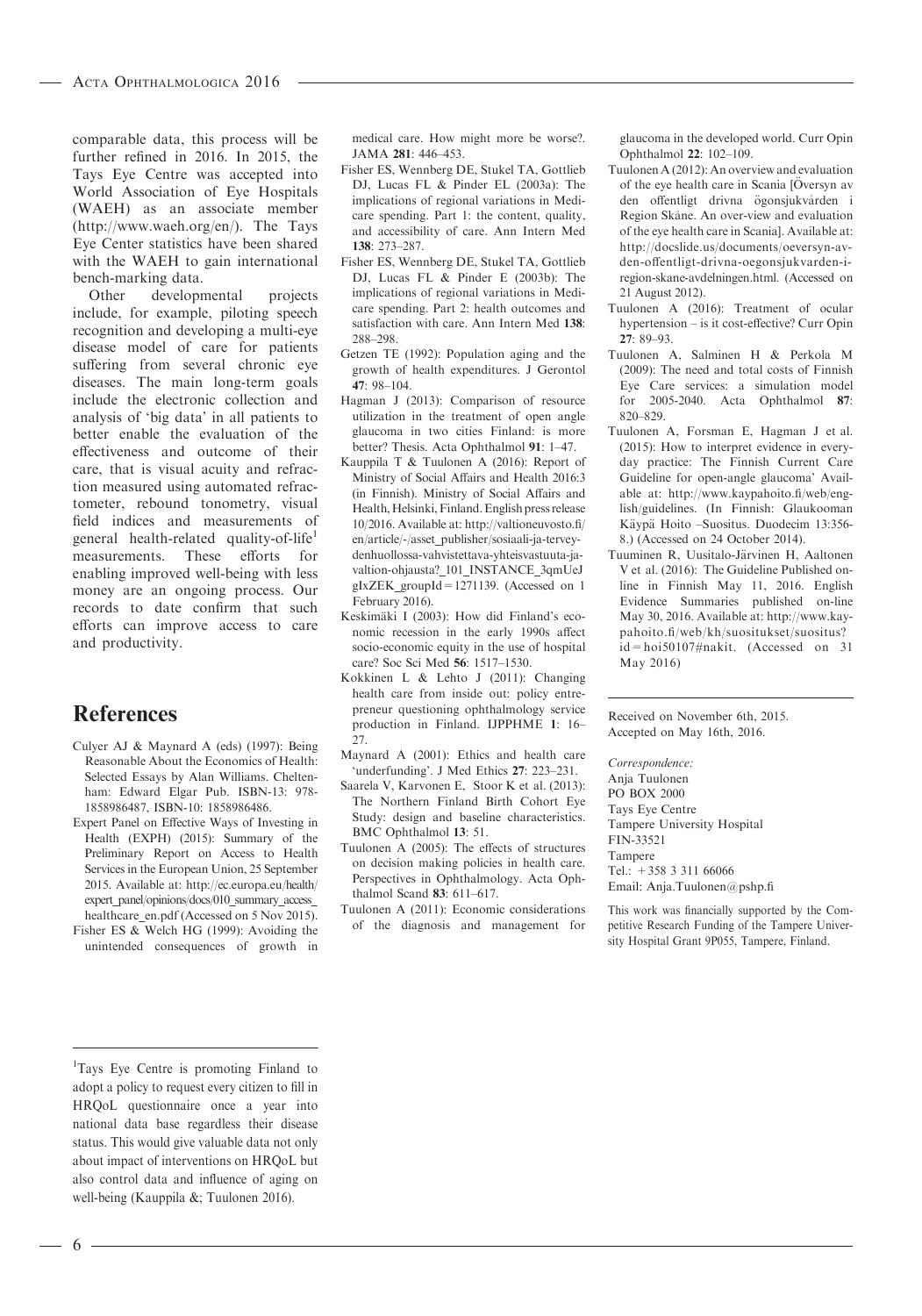comparable data, this process will be further refined in 2016. In 2015, the Tays Eye Centre was accepted into World Association of Eye Hospitals (WAEH) as an associate member (http://www.waeh.org/en/). The Tays Eye Center statistics have been shared with the WAEH to gain international bench-marking data.

Other developmental projects include, for example, piloting speech recognition and developing a multi-eye disease model of care for patients suffering from several chronic eye diseases. The main long-term goals include the electronic collection and analysis of 'big data' in all patients to better enable the evaluation of the effectiveness and outcome of their care, that is visual acuity and refraction measured using automated refractometer, rebound tonometry, visual field indices and measurements of general health-related quality-of-life[1] measurements. These efforts for enabling improved well-being with less money are an ongoing process. Our records to date confirm that such efforts can improve access to care and productivity.

[1]Tays Eye Centre is promoting Finland to adopt a policy to request every citizen to fill in HRQoL questionnaire once a year into national data base regardless their disease status. This would give valuable data not only about impact of interventions on HRQoL but also control data and influence of aging on well-being (Kauppila &; Tuulonen 2016).

# References

- Culyer AJ & Maynard A (eds) (1997): Being Reasonable About the Economics of Health: Selected Essays by Alan Williams. Cheltenham: Edward Elgar Pub. ISBN-13: 978-1858986487, ISBN-10: 1858986486.
- Expert Panel on Effective Ways of Investing in Health (EXPH) (2015): Summary of the Preliminary Report on Access to Health Services in the European Union, 25 September 2015. Available at: http://ec.europa.eu/health/expert_panel/opinions/docs/010_summary_access_healthcare_en.pdf (Accessed on 5 Nov 2015).
- Fisher ES & Welch HG (1999): Avoiding the unintended consequences of growth in medical care. How might more be worse?. JAMA **281**: 446–453.
- Fisher ES, Wennberg DE, Stukel TA, Gottlieb DJ, Lucas FL & Pinder EL (2003a): The implications of regional variations in Medicare spending. Part 1: the content, quality, and accessibility of care. Ann Intern Med **138**: 273–287.
- Fisher ES, Wennberg DE, Stukel TA, Gottlieb DJ, Lucas FL & Pinder E (2003b): The implications of regional variations in Medicare spending. Part 2: health outcomes and satisfaction with care. Ann Intern Med **138**: 288–298.
- Getzen TE (1992): Population aging and the growth of health expenditures. J Gerontol **47**: 98–104.
- Hagman J (2013): Comparison of resource utilization in the treatment of open angle glaucoma in two cities Finland: is more better? Thesis. Acta Ophthalmol **91**: 1–47.
- Kauppila T & Tuulonen A (2016): Report of Ministry of Social Affairs and Health 2016:3 (in Finnish). Ministry of Social Affairs and Health, Helsinki, Finland. English press release 10/2016. Available at: http://valtioneuvosto.fi/en/article/-/asset_publisher/sosiaali-ja-terveydenhuollossa-vahvistettava-yhteisvastuuta-ja-valtion-ohjausta?_101_INSTANCE_3qmUeJgIxZEK_groupId = 1271139. (Accessed on 1 February 2016).
- Keskimäki I (2003): How did Finland's economic recession in the early 1990s affect socio-economic equity in the use of hospital care? Soc Sci Med **56**: 1517–1530.
- Kokkinen L & Lehto J (2011): Changing health care from inside out: policy entrepreneur questioning ophthalmology service production in Finland. IJPPHME **1**: 16–27.
- Maynard A (2001): Ethics and health care 'underfunding'. J Med Ethics **27**: 223–231.
- Saarela V, Karvonen E, Stoor K et al. (2013): The Northern Finland Birth Cohort Eye Study: design and baseline characteristics. BMC Ophthalmol **13**: 51.
- Tuulonen A (2005): The effects of structures on decision making policies in health care. Perspectives in Ophthalmology. Acta Ophthalmol Scand **83**: 611–617.
- Tuulonen A (2011): Economic considerations of the diagnosis and management for glaucoma in the developed world. Curr Opin Ophthalmol **22**: 102–109.
- Tuulonen A (2012): An overview and evaluation of the eye health care in Scania [Översyn av den offentligt drivna ögonsjukvården i Region Skåne. An over-view and evaluation of the eye health care in Scania]. Available at: http://docslide.us/documents/oeversyn-av-den-offentligt-drivna-oegonsjukvarden-i-region-skane-avdelningen.html. (Accessed on 21 August 2012).
- Tuulonen A (2016): Treatment of ocular hypertension – is it cost-effective? Curr Opin **27**: 89–93.
- Tuulonen A, Salminen H & Perkola M (2009): The need and total costs of Finnish Eye Care services: a simulation model for 2005-2040. Acta Ophthalmol **87**: 820–829.
- Tuulonen A, Forsman E, Hagman J et al. (2015): How to interpret evidence in everyday practice: The Finnish Current Care Guideline for open-angle glaucoma' Available at: http://www.kaypahoito.fi/web/english/guidelines. (In Finnish: Glaukooman Käypä Hoito –Suositus. Duodecim 13:356-8.) (Accessed on 24 October 2014).
- Tuuminen R, Uusitalo-Järvinen H, Aaltonen V et al. (2016): The Guideline Published online in Finnish May 11, 2016. English Evidence Summaries published on-line May 30, 2016. Available at: http://www.kaypahoito.fi/web/kh/suositukset/suositus?id = hoi50107#nakit. (Accessed on 31 May 2016)

Received on November 6th, 2015.
Accepted on May 16th, 2016.

*Correspondence:*
Anja Tuulonen
PO BOX 2000
Tays Eye Centre
Tampere University Hospital
FIN-33521
Tampere
Tel.: +358 3 311 66066
Email: Anja.Tuulonen@pshp.fi

This work was financially supported by the Competitive Research Funding of the Tampere University Hospital Grant 9P055, Tampere, Finland.